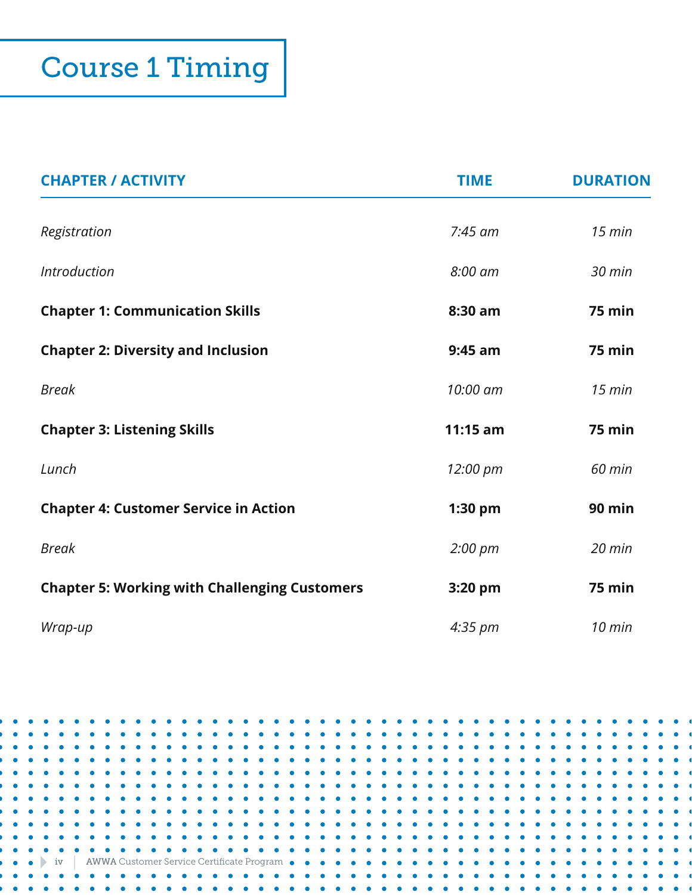# Course 1 Timing

| CHAPTER / ACTIVITY | TIME | DURATION |
|---|---|---|
| *Registration* | *7:45 am* | *15 min* |
| *Introduction* | *8:00 am* | *30 min* |
| **Chapter 1: Communication Skills** | **8:30 am** | **75 min** |
| **Chapter 2: Diversity and Inclusion** | **9:45 am** | **75 min** |
| *Break* | *10:00 am* | *15 min* |
| **Chapter 3: Listening Skills** | **11:15 am** | **75 min** |
| *Lunch* | *12:00 pm* | *60 min* |
| **Chapter 4: Customer Service in Action** | **1:30 pm** | **90 min** |
| *Break* | *2:00 pm* | *20 min* |
| **Chapter 5: Working with Challenging Customers** | **3:20 pm** | **75 min** |
| *Wrap-up* | *4:35 pm* | *10 min* |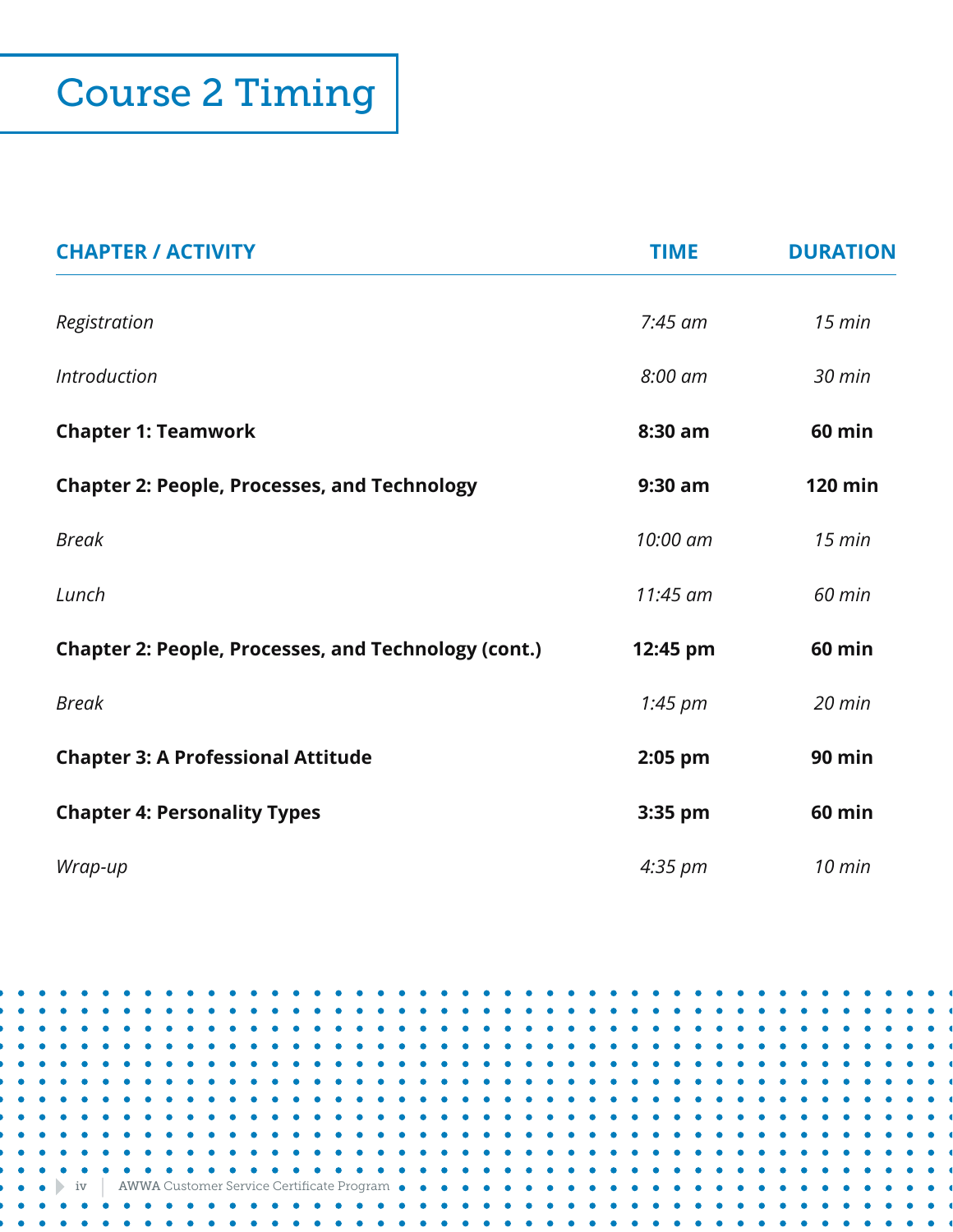# Course 2 Timing

| CHAPTER / ACTIVITY | TIME | DURATION |
|---|---|---|
| *Registration* | *7:45 am* | *15 min* |
| *Introduction* | *8:00 am* | *30 min* |
| **Chapter 1: Teamwork** | **8:30 am** | **60 min** |
| **Chapter 2: People, Processes, and Technology** | **9:30 am** | **120 min** |
| *Break* | *10:00 am* | *15 min* |
| *Lunch* | *11:45 am* | *60 min* |
| **Chapter 2: People, Processes, and Technology (cont.)** | **12:45 pm** | **60 min** |
| *Break* | *1:45 pm* | *20 min* |
| **Chapter 3: A Professional Attitude** | **2:05 pm** | **90 min** |
| **Chapter 4: Personality Types** | **3:35 pm** | **60 min** |
| *Wrap-up* | *4:35 pm* | *10 min* |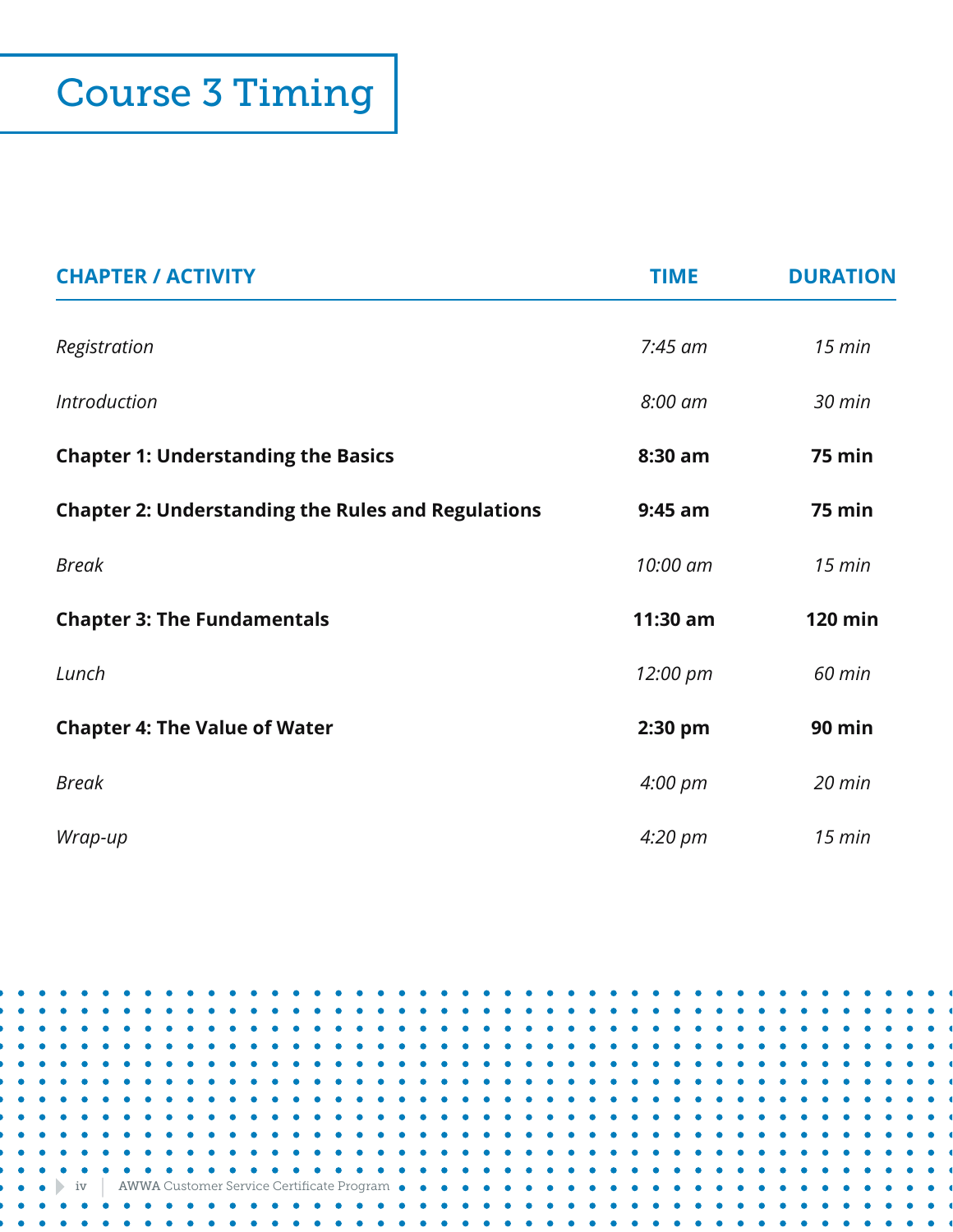# Course 3 Timing

| CHAPTER / ACTIVITY | TIME | DURATION |
|---|---|---|
| *Registration* | *7:45 am* | *15 min* |
| *Introduction* | *8:00 am* | *30 min* |
| **Chapter 1: Understanding the Basics** | **8:30 am** | **75 min** |
| **Chapter 2: Understanding the Rules and Regulations** | **9:45 am** | **75 min** |
| *Break* | *10:00 am* | *15 min* |
| **Chapter 3: The Fundamentals** | **11:30 am** | **120 min** |
| *Lunch* | *12:00 pm* | *60 min* |
| **Chapter 4: The Value of Water** | **2:30 pm** | **90 min** |
| *Break* | *4:00 pm* | *20 min* |
| *Wrap-up* | *4:20 pm* | *15 min* |